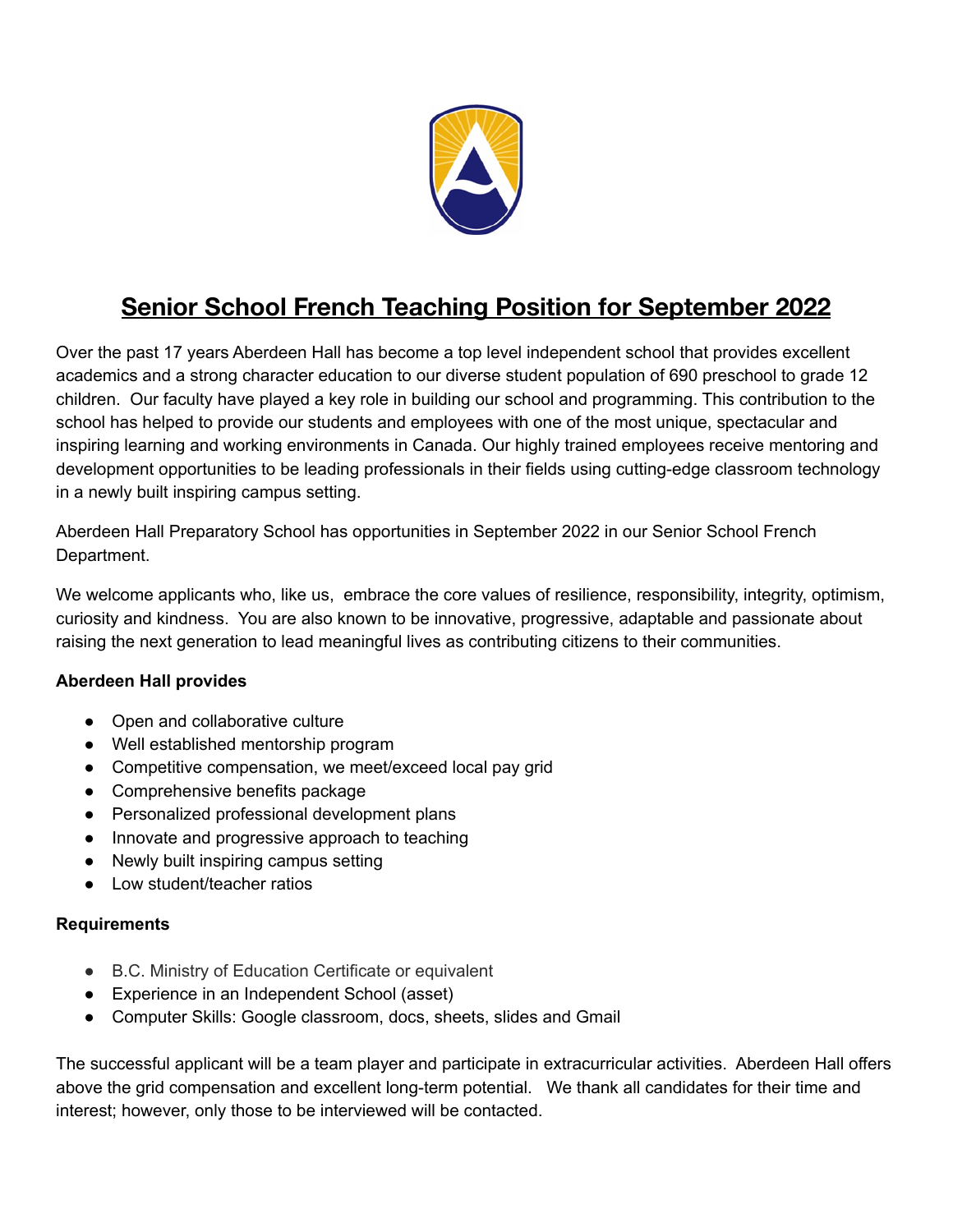# Senior School French Teaching Position for September 2022

Over the past 17 years Aberdeen Hall has become a top level independent school that provides excellent academics and a strong character education to our diverse student population of 690 preschool to grade 12 children. Our faculty have played a key role in building our school and programming. This contribution to the school has helped to provide our students and employees with one of the most unique, spectacular and inspiring learning and working environments in Canada. Our highly trained employees receive mentoring and development opportunities to be leading professionals in their fields using cutting-edge classroom technology in a newly built inspiring campus setting.

Aberdeen Hall Preparatory School has opportunities in September 2022 in our Senior School French Department.

We welcome applicants who, like us, embrace the core values of resilience, responsibility, integrity, optimism, curiosity and kindness. You are also known to be innovative, progressive, adaptable and passionate about raising the next generation to lead meaningful lives as contributing citizens to their communities.

**Aberdeen Hall provides**

- Open and collaborative culture
- Well established mentorship program
- Competitive compensation, we meet/exceed local pay grid
- Comprehensive benefits package
- Personalized professional development plans
- Innovate and progressive approach to teaching
- Newly built inspiring campus setting
- Low student/teacher ratios

**Requirements**

- B.C. Ministry of Education Certificate or equivalent
- Experience in an Independent School (asset)
- Computer Skills: Google classroom, docs, sheets, slides and Gmail

The successful applicant will be a team player and participate in extracurricular activities. Aberdeen Hall offers above the grid compensation and excellent long-term potential. We thank all candidates for their time and interest; however, only those to be interviewed will be contacted.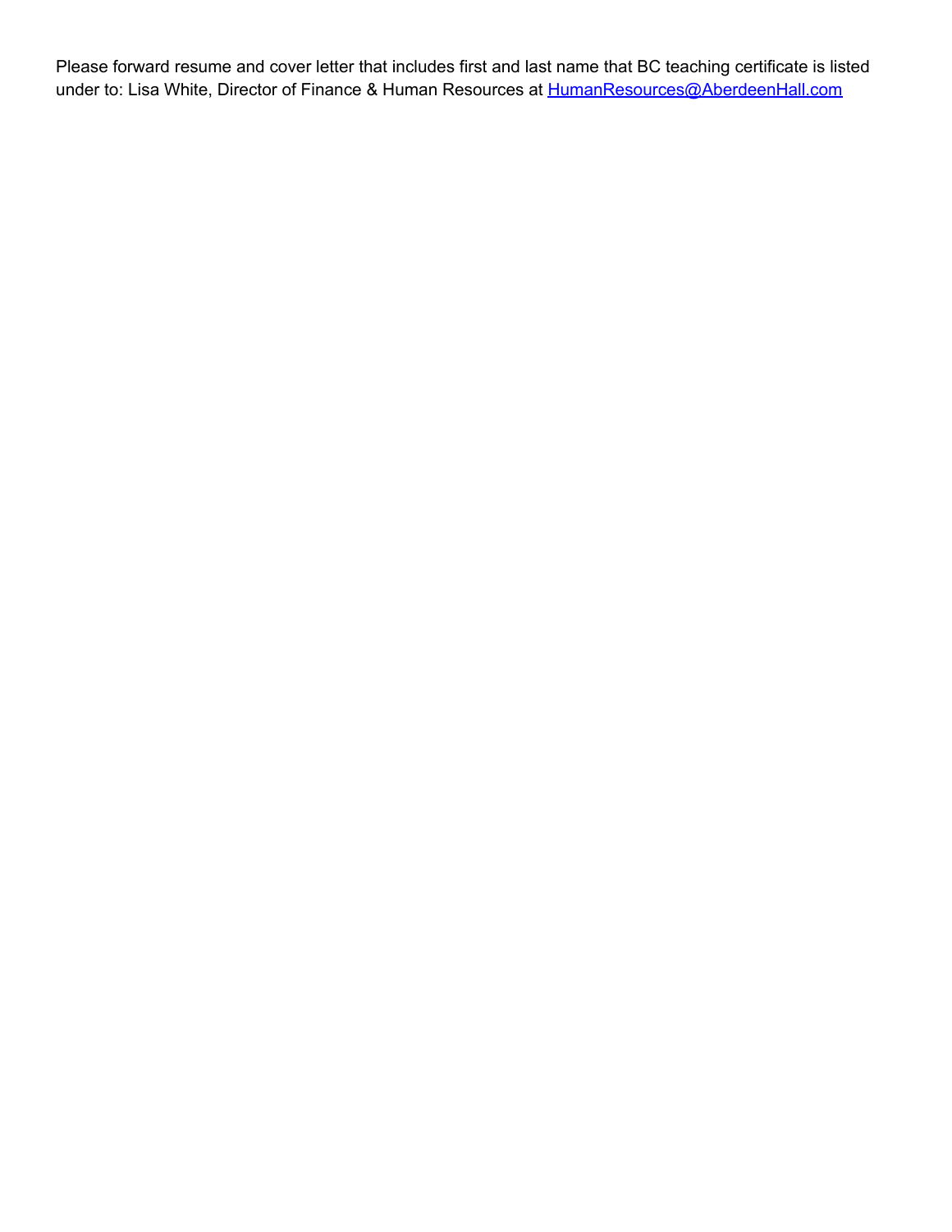Please forward resume and cover letter that includes first and last name that BC teaching certificate is listed under to: Lisa White, Director of Finance & Human Resources at HumanResources@AberdeenHall.com